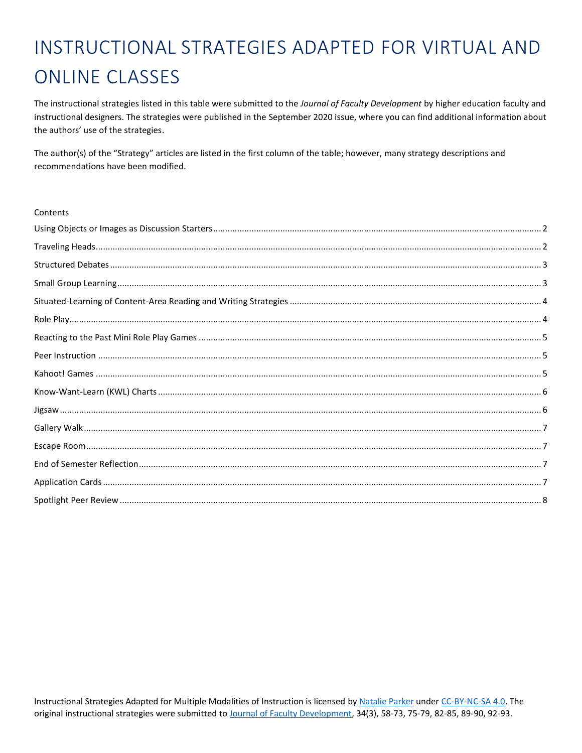# INSTRUCTIONAL STRATEGIES ADAPTED FOR VIRTUAL AND ONLINE CLASSES

The instructional strategies listed in this table were submitted to the *Journal of Faculty Development* by higher education faculty and instructional designers. The strategies were published in the September 2020 issue, where you can find additional information about the authors' use of the strategies.

The author(s) of the "Strategy" articles are listed in the first column of the table; however, many strategy descriptions and recommendations have been modified.

Contents

Using Objects or Images as Discussion Starters ........ 2
Traveling Heads ........ 2
Structured Debates ........ 3
Small Group Learning ........ 3
Situated-Learning of Content-Area Reading and Writing Strategies ........ 4
Role Play ........ 4
Reacting to the Past Mini Role Play Games ........ 5
Peer Instruction ........ 5
Kahoot! Games ........ 5
Know-Want-Learn (KWL) Charts ........ 6
Jigsaw ........ 6
Gallery Walk ........ 7
Escape Room ........ 7
End of Semester Reflection ........ 7
Application Cards ........ 7
Spotlight Peer Review ........ 8

Instructional Strategies Adapted for Multiple Modalities of Instruction is licensed by Natalie Parker under CC-BY-NC-SA 4.0. The original instructional strategies were submitted to Journal of Faculty Development, 34(3), 58-73, 75-79, 82-85, 89-90, 92-93.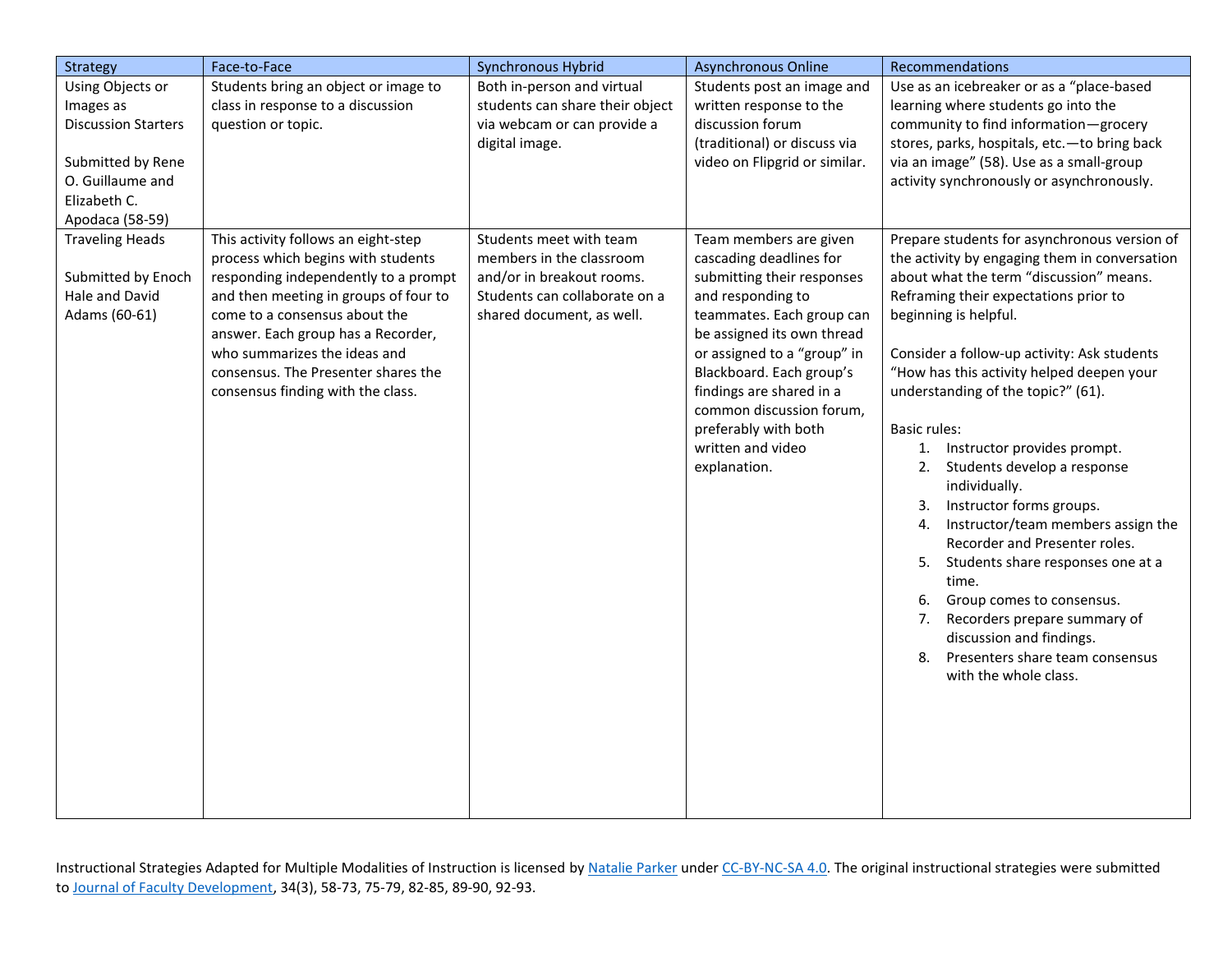| Strategy | Face-to-Face | Synchronous Hybrid | Asynchronous Online | Recommendations |
|---|---|---|---|---|
| Using Objects or Images as Discussion Starters<br><br>Submitted by Rene O. Guillaume and Elizabeth C. Apodaca (58-59) | Students bring an object or image to class in response to a discussion question or topic. | Both in-person and virtual students can share their object via webcam or can provide a digital image. | Students post an image and written response to the discussion forum (traditional) or discuss via video on Flipgrid or similar. | Use as an icebreaker or as a "place-based learning where students go into the community to find information—grocery stores, parks, hospitals, etc.—to bring back via an image" (58). Use as a small-group activity synchronously or asynchronously. |
| Traveling Heads<br><br>Submitted by Enoch Hale and David Adams (60-61) | This activity follows an eight-step process which begins with students responding independently to a prompt and then meeting in groups of four to come to a consensus about the answer. Each group has a Recorder, who summarizes the ideas and consensus. The Presenter shares the consensus finding with the class. | Students meet with team members in the classroom and/or in breakout rooms. Students can collaborate on a shared document, as well. | Team members are given cascading deadlines for submitting their responses and responding to teammates. Each group can be assigned its own thread or assigned to a "group" in Blackboard. Each group's findings are shared in a common discussion forum, preferably with both written and video explanation. | Prepare students for asynchronous version of the activity by engaging them in conversation about what the term "discussion" means. Reframing their expectations prior to beginning is helpful.<br><br>Consider a follow-up activity: Ask students "How has this activity helped deepen your understanding of the topic?" (61).<br><br>Basic rules:<br>1. Instructor provides prompt.<br>2. Students develop a response individually.<br>3. Instructor forms groups.<br>4. Instructor/team members assign the Recorder and Presenter roles.<br>5. Students share responses one at a time.<br>6. Group comes to consensus.<br>7. Recorders prepare summary of discussion and findings.<br>8. Presenters share team consensus with the whole class. |

Instructional Strategies Adapted for Multiple Modalities of Instruction is licensed by Natalie Parker under CC-BY-NC-SA 4.0. The original instructional strategies were submitted to Journal of Faculty Development, 34(3), 58-73, 75-79, 82-85, 89-90, 92-93.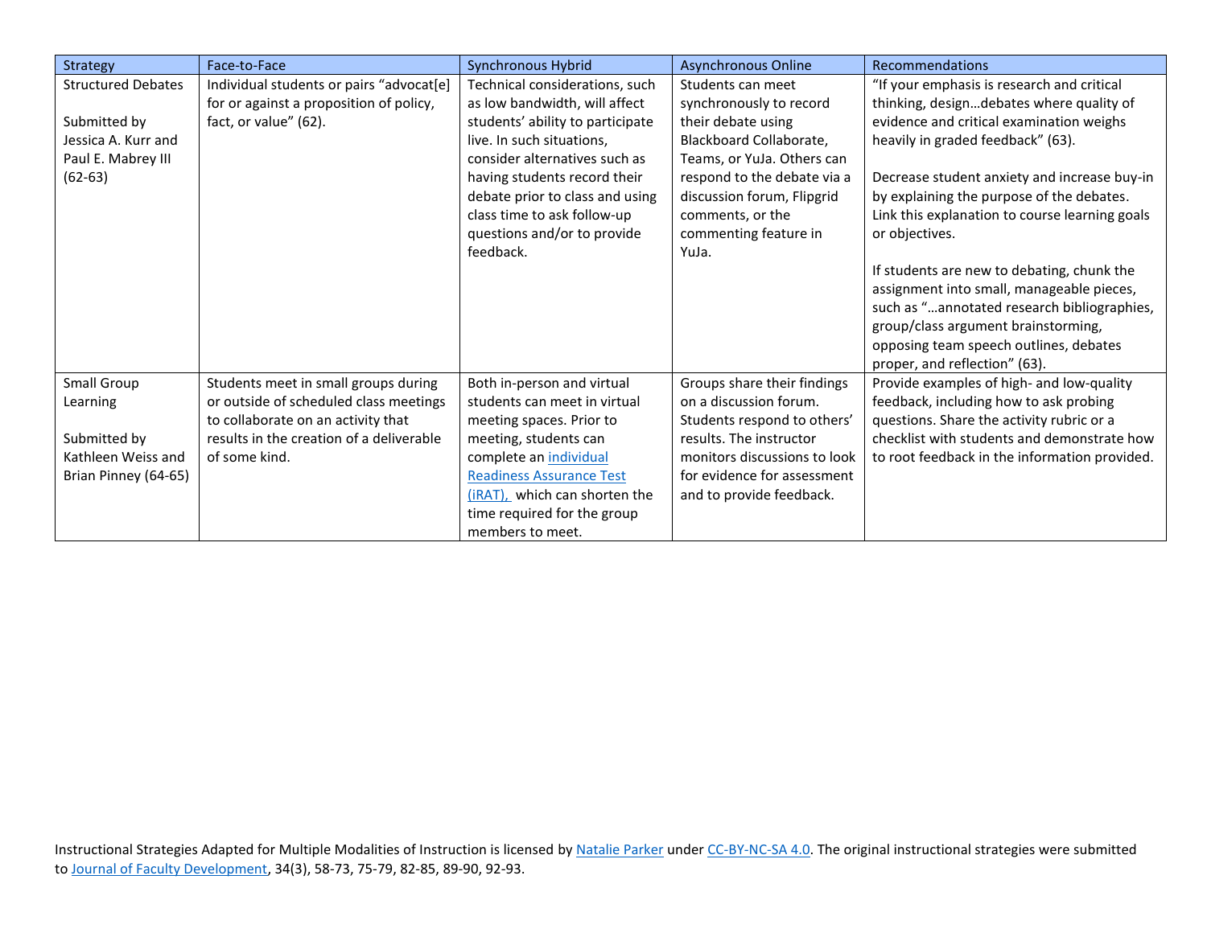| Strategy | Face-to-Face | Synchronous Hybrid | Asynchronous Online | Recommendations |
|---|---|---|---|---|
| Structured Debates<br><br>Submitted by Jessica A. Kurr and Paul E. Mabrey III (62-63) | Individual students or pairs "advocat[e] for or against a proposition of policy, fact, or value" (62). | Technical considerations, such as low bandwidth, will affect students' ability to participate live. In such situations, consider alternatives such as having students record their debate prior to class and using class time to ask follow-up questions and/or to provide feedback. | Students can meet synchronously to record their debate using Blackboard Collaborate, Teams, or YuJa. Others can respond to the debate via a discussion forum, Flipgrid comments, or the commenting feature in YuJa. | "If your emphasis is research and critical thinking, design…debates where quality of evidence and critical examination weighs heavily in graded feedback" (63).<br><br>Decrease student anxiety and increase buy-in by explaining the purpose of the debates. Link this explanation to course learning goals or objectives.<br><br>If students are new to debating, chunk the assignment into small, manageable pieces, such as "…annotated research bibliographies, group/class argument brainstorming, opposing team speech outlines, debates proper, and reflection" (63). |
| Small Group Learning<br><br>Submitted by Kathleen Weiss and Brian Pinney (64-65) | Students meet in small groups during or outside of scheduled class meetings to collaborate on an activity that results in the creation of a deliverable of some kind. | Both in-person and virtual students can meet in virtual meeting spaces. Prior to meeting, students can complete an individual Readiness Assurance Test (iRAT), which can shorten the time required for the group members to meet. | Groups share their findings on a discussion forum. Students respond to others' results. The instructor monitors discussions to look for evidence for assessment and to provide feedback. | Provide examples of high- and low-quality feedback, including how to ask probing questions. Share the activity rubric or a checklist with students and demonstrate how to root feedback in the information provided. |

Instructional Strategies Adapted for Multiple Modalities of Instruction is licensed by Natalie Parker under CC-BY-NC-SA 4.0. The original instructional strategies were submitted to Journal of Faculty Development, 34(3), 58-73, 75-79, 82-85, 89-90, 92-93.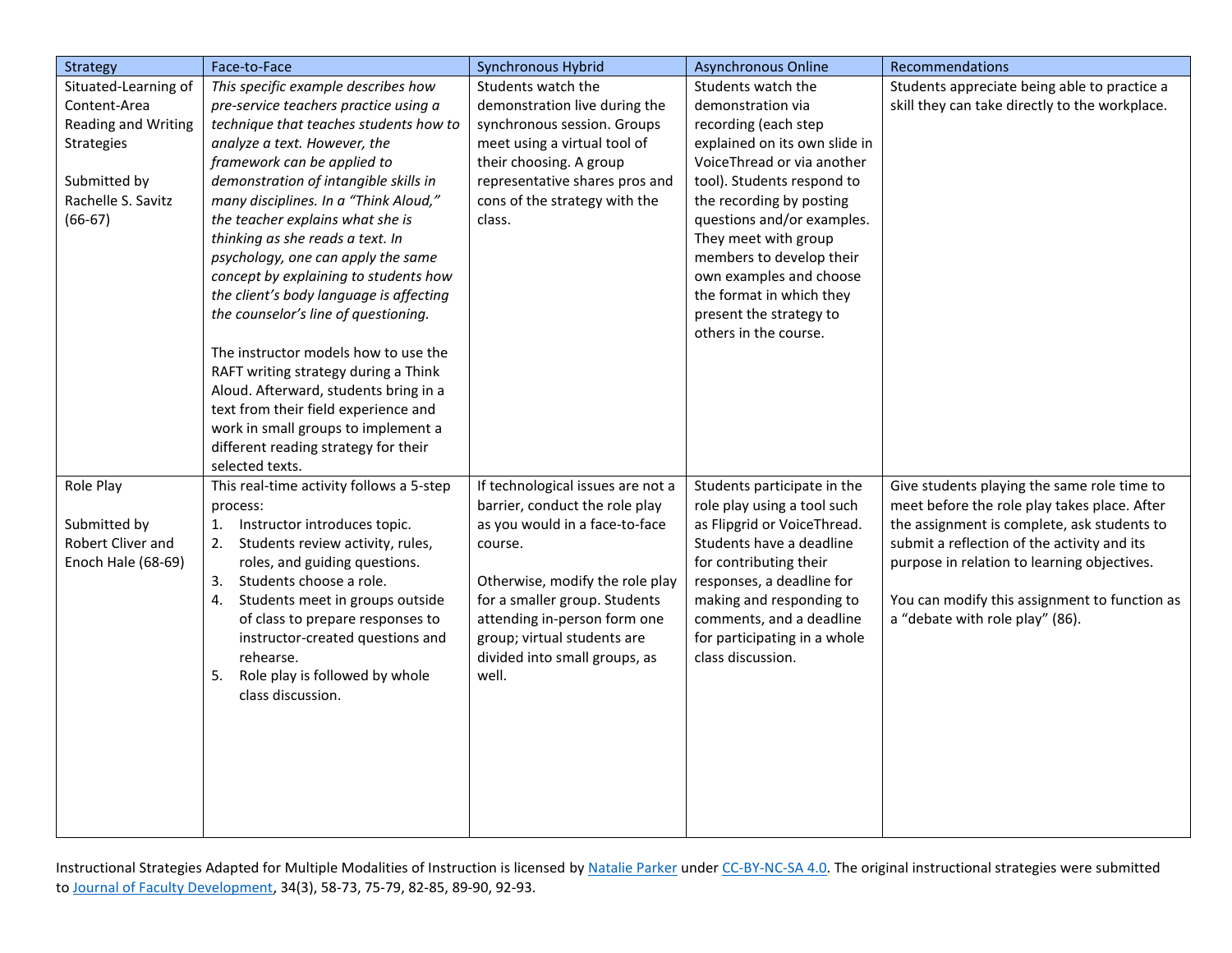| Strategy | Face-to-Face | Synchronous Hybrid | Asynchronous Online | Recommendations |
|---|---|---|---|---|
| Situated-Learning of Content-Area Reading and Writing Strategies<br><br>Submitted by Rachelle S. Savitz (66-67) | *This specific example describes how pre-service teachers practice using a technique that teaches students how to analyze a text. However, the framework can be applied to demonstration of intangible skills in many disciplines. In a "Think Aloud," the teacher explains what she is thinking as she reads a text. In psychology, one can apply the same concept by explaining to students how the client's body language is affecting the counselor's line of questioning.*<br><br>The instructor models how to use the RAFT writing strategy during a Think Aloud. Afterward, students bring in a text from their field experience and work in small groups to implement a different reading strategy for their selected texts. | Students watch the demonstration live during the synchronous session. Groups meet using a virtual tool of their choosing. A group representative shares pros and cons of the strategy with the class. | Students watch the demonstration via recording (each step explained on its own slide in VoiceThread or via another tool). Students respond to the recording by posting questions and/or examples. They meet with group members to develop their own examples and choose the format in which they present the strategy to others in the course. | Students appreciate being able to practice a skill they can take directly to the workplace. |
| Role Play<br><br>Submitted by Robert Cliver and Enoch Hale (68-69) | This real-time activity follows a 5-step process:<br>1. Instructor introduces topic.<br>2. Students review activity, rules, roles, and guiding questions.<br>3. Students choose a role.<br>4. Students meet in groups outside of class to prepare responses to instructor-created questions and rehearse.<br>5. Role play is followed by whole class discussion. | If technological issues are not a barrier, conduct the role play as you would in a face-to-face course.<br><br>Otherwise, modify the role play for a smaller group. Students attending in-person form one group; virtual students are divided into small groups, as well. | Students participate in the role play using a tool such as Flipgrid or VoiceThread. Students have a deadline for contributing their responses, a deadline for making and responding to comments, and a deadline for participating in a whole class discussion. | Give students playing the same role time to meet before the role play takes place. After the assignment is complete, ask students to submit a reflection of the activity and its purpose in relation to learning objectives.<br><br>You can modify this assignment to function as a "debate with role play" (86). |

Instructional Strategies Adapted for Multiple Modalities of Instruction is licensed by [Natalie Parker](#) under [CC-BY-NC-SA 4.0](#). The original instructional strategies were submitted to [Journal of Faculty Development](#), 34(3), 58-73, 75-79, 82-85, 89-90, 92-93.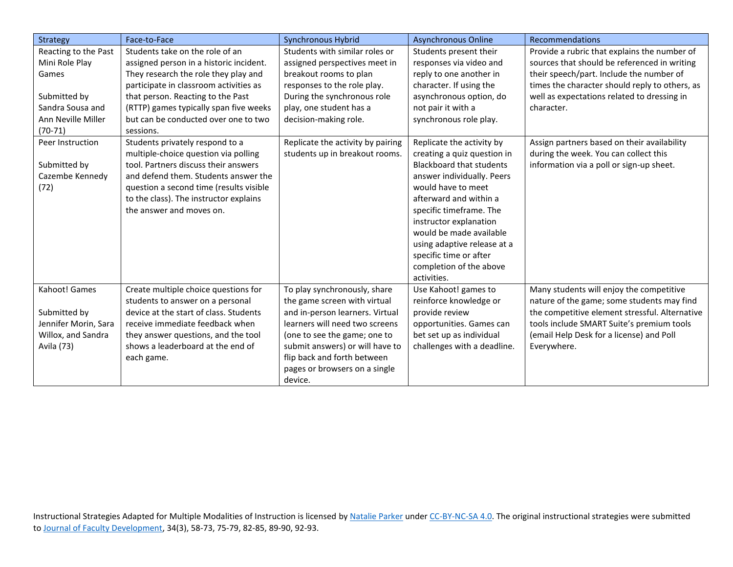| Strategy | Face-to-Face | Synchronous Hybrid | Asynchronous Online | Recommendations |
| --- | --- | --- | --- | --- |
| Reacting to the Past Mini Role Play Games<br><br>Submitted by Sandra Sousa and Ann Neville Miller (70-71) | Students take on the role of an assigned person in a historic incident. They research the role they play and participate in classroom activities as that person. Reacting to the Past (RTTP) games typically span five weeks but can be conducted over one to two sessions. | Students with similar roles or assigned perspectives meet in breakout rooms to plan responses to the role play. During the synchronous role play, one student has a decision-making role. | Students present their responses via video and reply to one another in character. If using the asynchronous option, do not pair it with a synchronous role play. | Provide a rubric that explains the number of sources that should be referenced in writing their speech/part. Include the number of times the character should reply to others, as well as expectations related to dressing in character. |
| Peer Instruction<br><br>Submitted by Cazembe Kennedy (72) | Students privately respond to a multiple-choice question via polling tool. Partners discuss their answers and defend them. Students answer the question a second time (results visible to the class). The instructor explains the answer and moves on. | Replicate the activity by pairing students up in breakout rooms. | Replicate the activity by creating a quiz question in Blackboard that students answer individually. Peers would have to meet afterward and within a specific timeframe. The instructor explanation would be made available using adaptive release at a specific time or after completion of the above activities. | Assign partners based on their availability during the week. You can collect this information via a poll or sign-up sheet. |
| Kahoot! Games<br><br>Submitted by Jennifer Morin, Sara Willox, and Sandra Avila (73) | Create multiple choice questions for students to answer on a personal device at the start of class. Students receive immediate feedback when they answer questions, and the tool shows a leaderboard at the end of each game. | To play synchronously, share the game screen with virtual and in-person learners. Virtual learners will need two screens (one to see the game; one to submit answers) or will have to flip back and forth between pages or browsers on a single device. | Use Kahoot! games to reinforce knowledge or provide review opportunities. Games can bet set up as individual challenges with a deadline. | Many students will enjoy the competitive nature of the game; some students may find the competitive element stressful. Alternative tools include SMART Suite's premium tools (email Help Desk for a license) and Poll Everywhere. |

Instructional Strategies Adapted for Multiple Modalities of Instruction is licensed by Natalie Parker under CC-BY-NC-SA 4.0. The original instructional strategies were submitted to Journal of Faculty Development, 34(3), 58-73, 75-79, 82-85, 89-90, 92-93.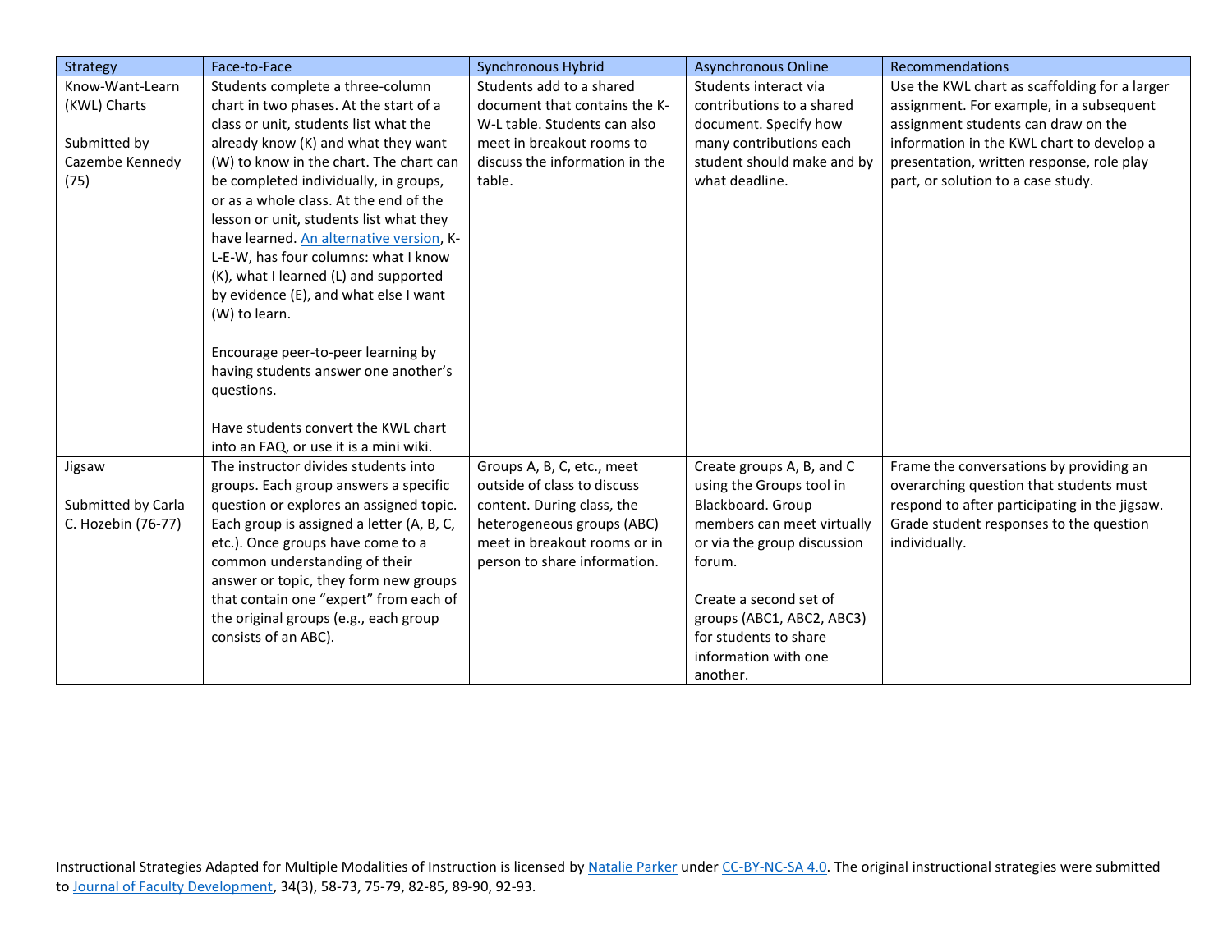| Strategy | Face-to-Face | Synchronous Hybrid | Asynchronous Online | Recommendations |
|---|---|---|---|---|
| Know-Want-Learn (KWL) Charts<br><br>Submitted by Cazembe Kennedy (75) | Students complete a three-column chart in two phases. At the start of a class or unit, students list what the already know (K) and what they want (W) to know in the chart. The chart can be completed individually, in groups, or as a whole class. At the end of the lesson or unit, students list what they have learned. [An alternative version](), K-L-E-W, has four columns: what I know (K), what I learned (L) and supported by evidence (E), and what else I want (W) to learn.<br><br>Encourage peer-to-peer learning by having students answer one another's questions.<br><br>Have students convert the KWL chart into an FAQ, or use it is a mini wiki. | Students add to a shared document that contains the K-W-L table. Students can also meet in breakout rooms to discuss the information in the table. | Students interact via contributions to a shared document. Specify how many contributions each student should make and by what deadline. | Use the KWL chart as scaffolding for a larger assignment. For example, in a subsequent assignment students can draw on the information in the KWL chart to develop a presentation, written response, role play part, or solution to a case study. |
| Jigsaw<br><br>Submitted by Carla C. Hozebin (76-77) | The instructor divides students into groups. Each group answers a specific question or explores an assigned topic. Each group is assigned a letter (A, B, C, etc.). Once groups have come to a common understanding of their answer or topic, they form new groups that contain one "expert" from each of the original groups (e.g., each group consists of an ABC). | Groups A, B, C, etc., meet outside of class to discuss content. During class, the heterogeneous groups (ABC) meet in breakout rooms or in person to share information. | Create groups A, B, and C using the Groups tool in Blackboard. Group members can meet virtually or via the group discussion forum.<br><br>Create a second set of groups (ABC1, ABC2, ABC3) for students to share information with one another. | Frame the conversations by providing an overarching question that students must respond to after participating in the jigsaw. Grade student responses to the question individually. |

Instructional Strategies Adapted for Multiple Modalities of Instruction is licensed by [Natalie Parker]() under [CC-BY-NC-SA 4.0](). The original instructional strategies were submitted to [Journal of Faculty Development](), 34(3), 58-73, 75-79, 82-85, 89-90, 92-93.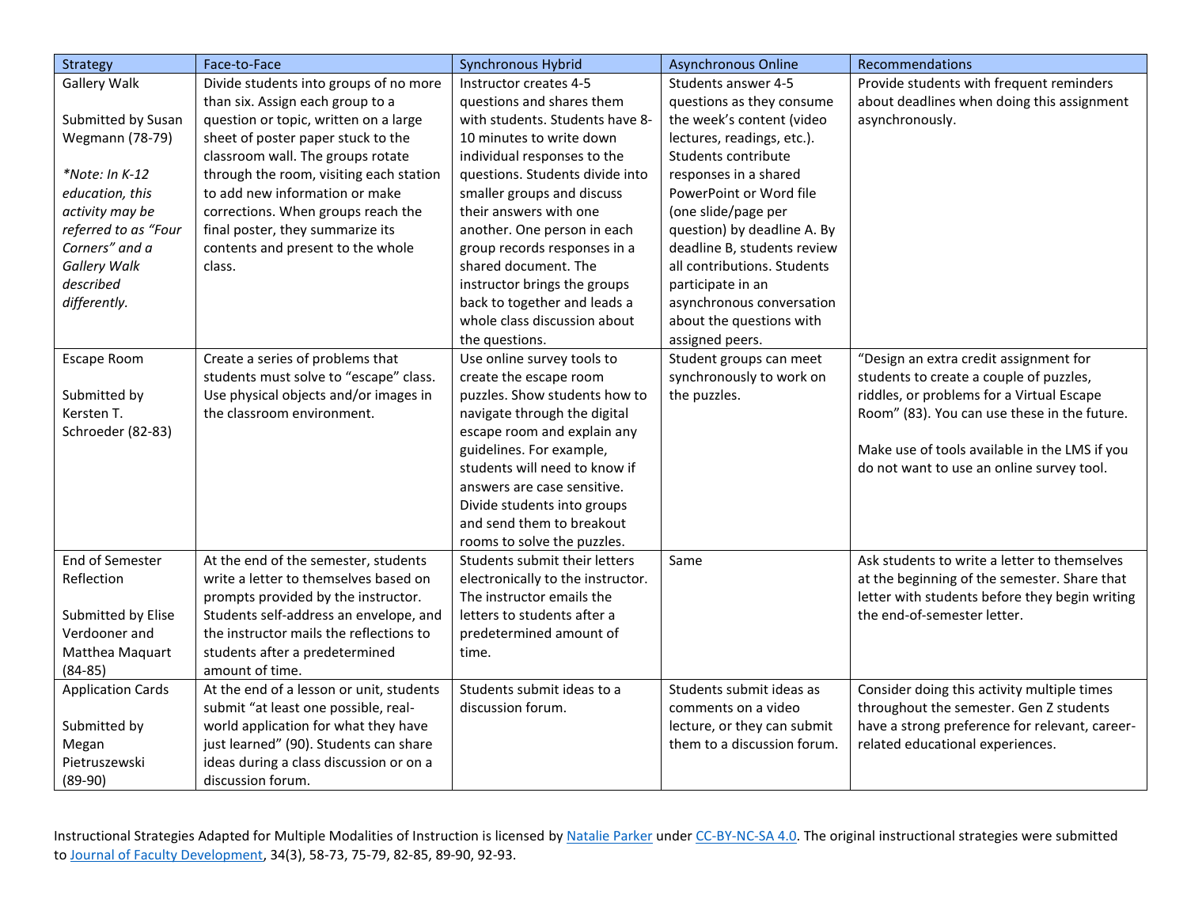| Strategy | Face-to-Face | Synchronous Hybrid | Asynchronous Online | Recommendations |
|---|---|---|---|---|
| Gallery Walk<br><br>Submitted by Susan Wegmann (78-79)<br><br>*\*Note: In K-12 education, this activity may be referred to as "Four Corners" and a Gallery Walk described differently.* | Divide students into groups of no more than six. Assign each group to a question or topic, written on a large sheet of poster paper stuck to the classroom wall. The groups rotate through the room, visiting each station to add new information or make corrections. When groups reach the final poster, they summarize its contents and present to the whole class. | Instructor creates 4-5 questions and shares them with students. Students have 8-10 minutes to write down individual responses to the questions. Students divide into smaller groups and discuss their answers with one another. One person in each group records responses in a shared document. The instructor brings the groups back to together and leads a whole class discussion about the questions. | Students answer 4-5 questions as they consume the week's content (video lectures, readings, etc.). Students contribute responses in a shared PowerPoint or Word file (one slide/page per question) by deadline A. By deadline B, students review all contributions. Students participate in an asynchronous conversation about the questions with assigned peers. | Provide students with frequent reminders about deadlines when doing this assignment asynchronously. |
| Escape Room<br><br>Submitted by Kersten T. Schroeder (82-83) | Create a series of problems that students must solve to "escape" class. Use physical objects and/or images in the classroom environment. | Use online survey tools to create the escape room puzzles. Show students how to navigate through the digital escape room and explain any guidelines. For example, students will need to know if answers are case sensitive. Divide students into groups and send them to breakout rooms to solve the puzzles. | Student groups can meet synchronously to work on the puzzles. | "Design an extra credit assignment for students to create a couple of puzzles, riddles, or problems for a Virtual Escape Room" (83). You can use these in the future.<br><br>Make use of tools available in the LMS if you do not want to use an online survey tool. |
| End of Semester Reflection<br><br>Submitted by Elise Verdooner and Matthea Maquart (84-85) | At the end of the semester, students write a letter to themselves based on prompts provided by the instructor. Students self-address an envelope, and the instructor mails the reflections to students after a predetermined amount of time. | Students submit their letters electronically to the instructor. The instructor emails the letters to students after a predetermined amount of time. | Same | Ask students to write a letter to themselves at the beginning of the semester. Share that letter with students before they begin writing the end-of-semester letter. |
| Application Cards<br><br>Submitted by Megan Pietruszewski (89-90) | At the end of a lesson or unit, students submit "at least one possible, real-world application for what they have just learned" (90). Students can share ideas during a class discussion or on a discussion forum. | Students submit ideas to a discussion forum. | Students submit ideas as comments on a video lecture, or they can submit them to a discussion forum. | Consider doing this activity multiple times throughout the semester. Gen Z students have a strong preference for relevant, career-related educational experiences. |

Instructional Strategies Adapted for Multiple Modalities of Instruction is licensed by Natalie Parker under CC-BY-NC-SA 4.0. The original instructional strategies were submitted to Journal of Faculty Development, 34(3), 58-73, 75-79, 82-85, 89-90, 92-93.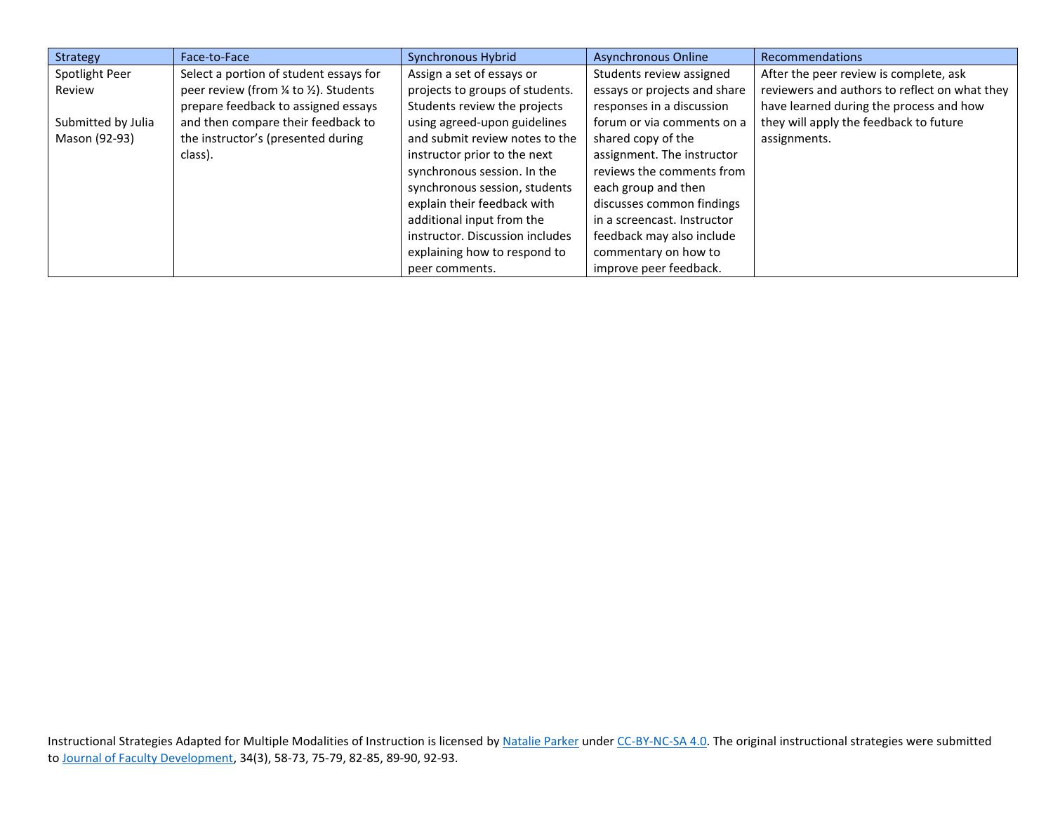| Strategy | Face-to-Face | Synchronous Hybrid | Asynchronous Online | Recommendations |
|---|---|---|---|---|
| Spotlight Peer Review<br><br>Submitted by Julia Mason (92-93) | Select a portion of student essays for peer review (from ¼ to ½). Students prepare feedback to assigned essays and then compare their feedback to the instructor's (presented during class). | Assign a set of essays or projects to groups of students. Students review the projects using agreed-upon guidelines and submit review notes to the instructor prior to the next synchronous session. In the synchronous session, students explain their feedback with additional input from the instructor. Discussion includes explaining how to respond to peer comments. | Students review assigned essays or projects and share responses in a discussion forum or via comments on a shared copy of the assignment. The instructor reviews the comments from each group and then discusses common findings in a screencast. Instructor feedback may also include commentary on how to improve peer feedback. | After the peer review is complete, ask reviewers and authors to reflect on what they have learned during the process and how they will apply the feedback to future assignments. |

Instructional Strategies Adapted for Multiple Modalities of Instruction is licensed by Natalie Parker under CC-BY-NC-SA 4.0. The original instructional strategies were submitted to Journal of Faculty Development, 34(3), 58-73, 75-79, 82-85, 89-90, 92-93.